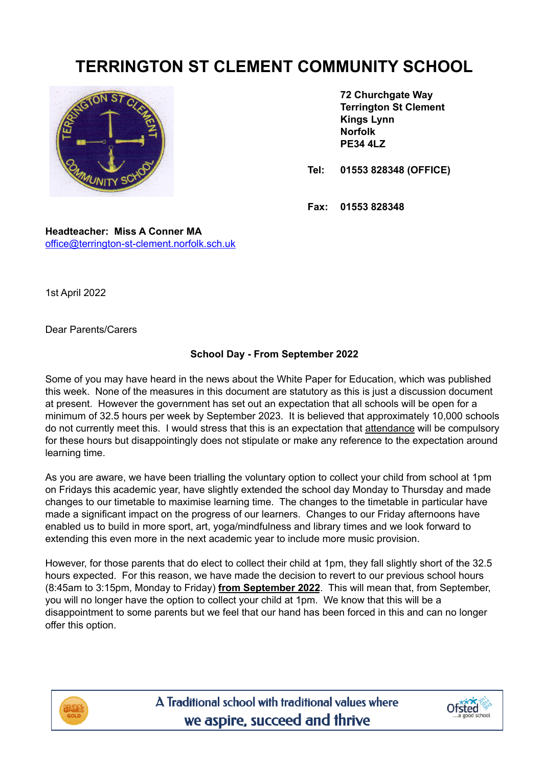# TERRINGTON ST CLEMENT COMMUNITY SCHOOL

**72 Churchgate Way**
**Terrington St Clement**
**Kings Lynn**
**Norfolk**
**PE34 4LZ**

**Tel: 01553 828348 (OFFICE)**

**Fax: 01553 828348**

**Headteacher: Miss A Conner MA**
office@terrington-st-clement.norfolk.sch.uk

1st April 2022

Dear Parents/Carers

**School Day - From September 2022**

Some of you may have heard in the news about the White Paper for Education, which was published this week. None of the measures in this document are statutory as this is just a discussion document at present. However the government has set out an expectation that all schools will be open for a minimum of 32.5 hours per week by September 2023. It is believed that approximately 10,000 schools do not currently meet this. I would stress that this is an expectation that attendance will be compulsory for these hours but disappointingly does not stipulate or make any reference to the expectation around learning time.

As you are aware, we have been trialling the voluntary option to collect your child from school at 1pm on Fridays this academic year, have slightly extended the school day Monday to Thursday and made changes to our timetable to maximise learning time. The changes to the timetable in particular have made a significant impact on the progress of our learners. Changes to our Friday afternoons have enabled us to build in more sport, art, yoga/mindfulness and library times and we look forward to extending this even more in the next academic year to include more music provision.

However, for those parents that do elect to collect their child at 1pm, they fall slightly short of the 32.5 hours expected. For this reason, we have made the decision to revert to our previous school hours (8:45am to 3:15pm, Monday to Friday) **from September 2022**. This will mean that, from September, you will no longer have the option to collect your child at 1pm. We know that this will be a disappointment to some parents but we feel that our hand has been forced in this and can no longer offer this option.

A Traditional school with traditional values where we aspire, succeed and thrive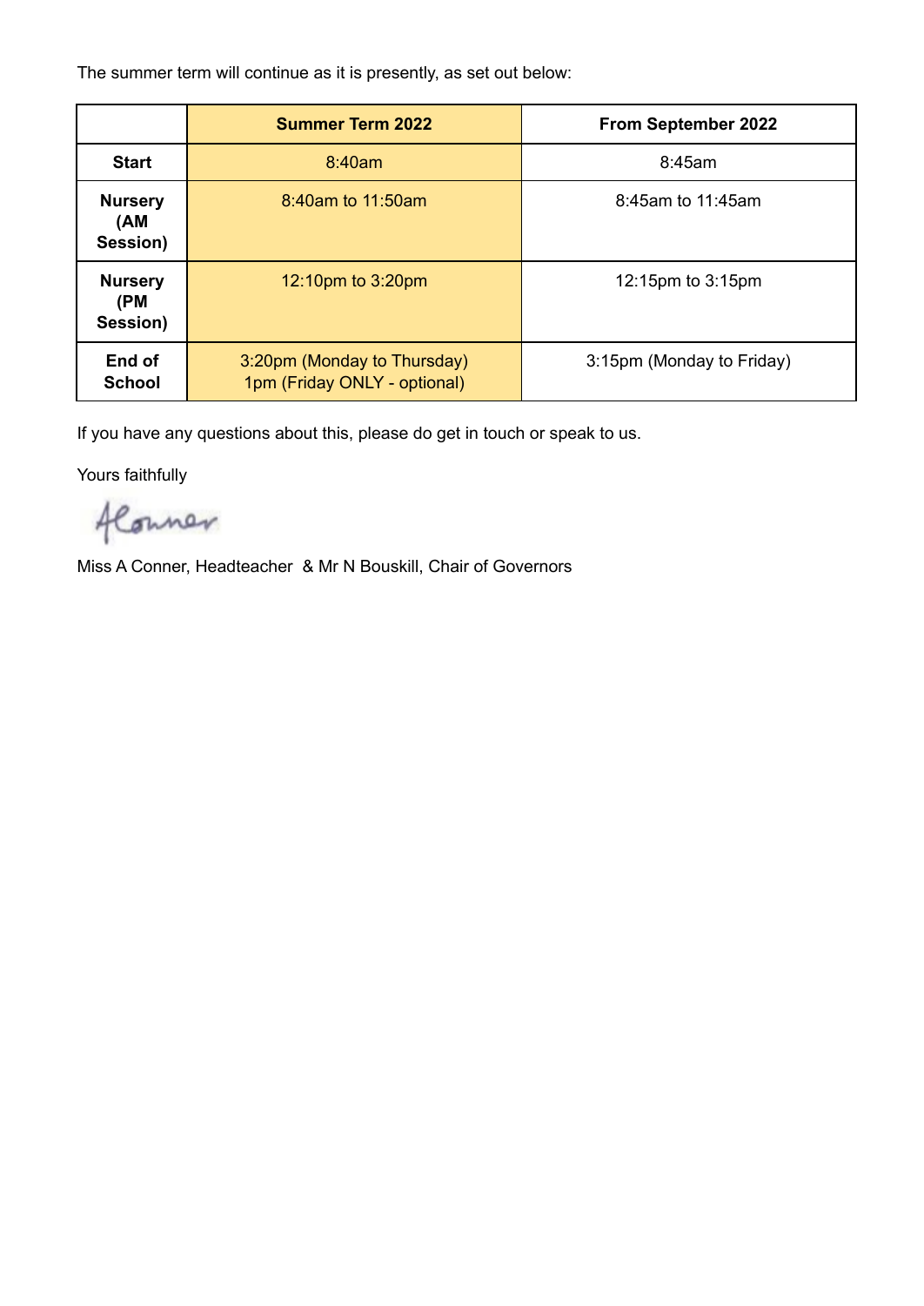The summer term will continue as it is presently, as set out below:

| | Summer Term 2022 | From September 2022 |
|---|---|---|
| **Start** | 8:40am | 8:45am |
| **Nursery (AM Session)** | 8:40am to 11:50am | 8:45am to 11:45am |
| **Nursery (PM Session)** | 12:10pm to 3:20pm | 12:15pm to 3:15pm |
| **End of School** | 3:20pm (Monday to Thursday)<br>1pm (Friday ONLY - optional) | 3:15pm (Monday to Friday) |

If you have any questions about this, please do get in touch or speak to us.

Yours faithfully

AConner

Miss A Conner, Headteacher & Mr N Bouskill, Chair of Governors